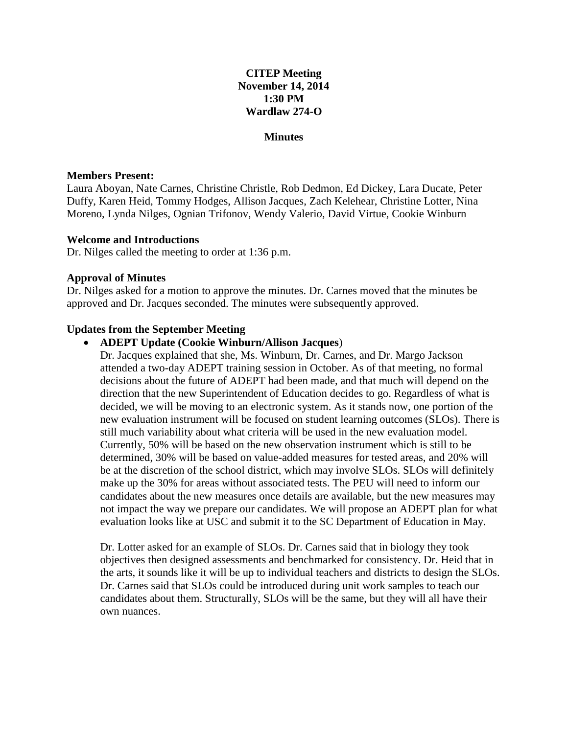# CITEP Meeting
## November 14, 2014
## 1:30 PM
## Wardlaw 274-O

## Minutes

**Members Present:**
Laura Aboyan, Nate Carnes, Christine Christle, Rob Dedmon, Ed Dickey, Lara Ducate, Peter Duffy, Karen Heid, Tommy Hodges, Allison Jacques, Zach Kelehear, Christine Lotter, Nina Moreno, Lynda Nilges, Ognian Trifonov, Wendy Valerio, David Virtue, Cookie Winburn

**Welcome and Introductions**
Dr. Nilges called the meeting to order at 1:36 p.m.

**Approval of Minutes**
Dr. Nilges asked for a motion to approve the minutes. Dr. Carnes moved that the minutes be approved and Dr. Jacques seconded. The minutes were subsequently approved.

**Updates from the September Meeting**

- **ADEPT Update (Cookie Winburn/Allison Jacques**)
  Dr. Jacques explained that she, Ms. Winburn, Dr. Carnes, and Dr. Margo Jackson attended a two-day ADEPT training session in October. As of that meeting, no formal decisions about the future of ADEPT had been made, and that much will depend on the direction that the new Superintendent of Education decides to go. Regardless of what is decided, we will be moving to an electronic system. As it stands now, one portion of the new evaluation instrument will be focused on student learning outcomes (SLOs). There is still much variability about what criteria will be used in the new evaluation model. Currently, 50% will be based on the new observation instrument which is still to be determined, 30% will be based on value-added measures for tested areas, and 20% will be at the discretion of the school district, which may involve SLOs. SLOs will definitely make up the 30% for areas without associated tests. The PEU will need to inform our candidates about the new measures once details are available, but the new measures may not impact the way we prepare our candidates. We will propose an ADEPT plan for what evaluation looks like at USC and submit it to the SC Department of Education in May.

  Dr. Lotter asked for an example of SLOs. Dr. Carnes said that in biology they took objectives then designed assessments and benchmarked for consistency. Dr. Heid that in the arts, it sounds like it will be up to individual teachers and districts to design the SLOs. Dr. Carnes said that SLOs could be introduced during unit work samples to teach our candidates about them. Structurally, SLOs will be the same, but they will all have their own nuances.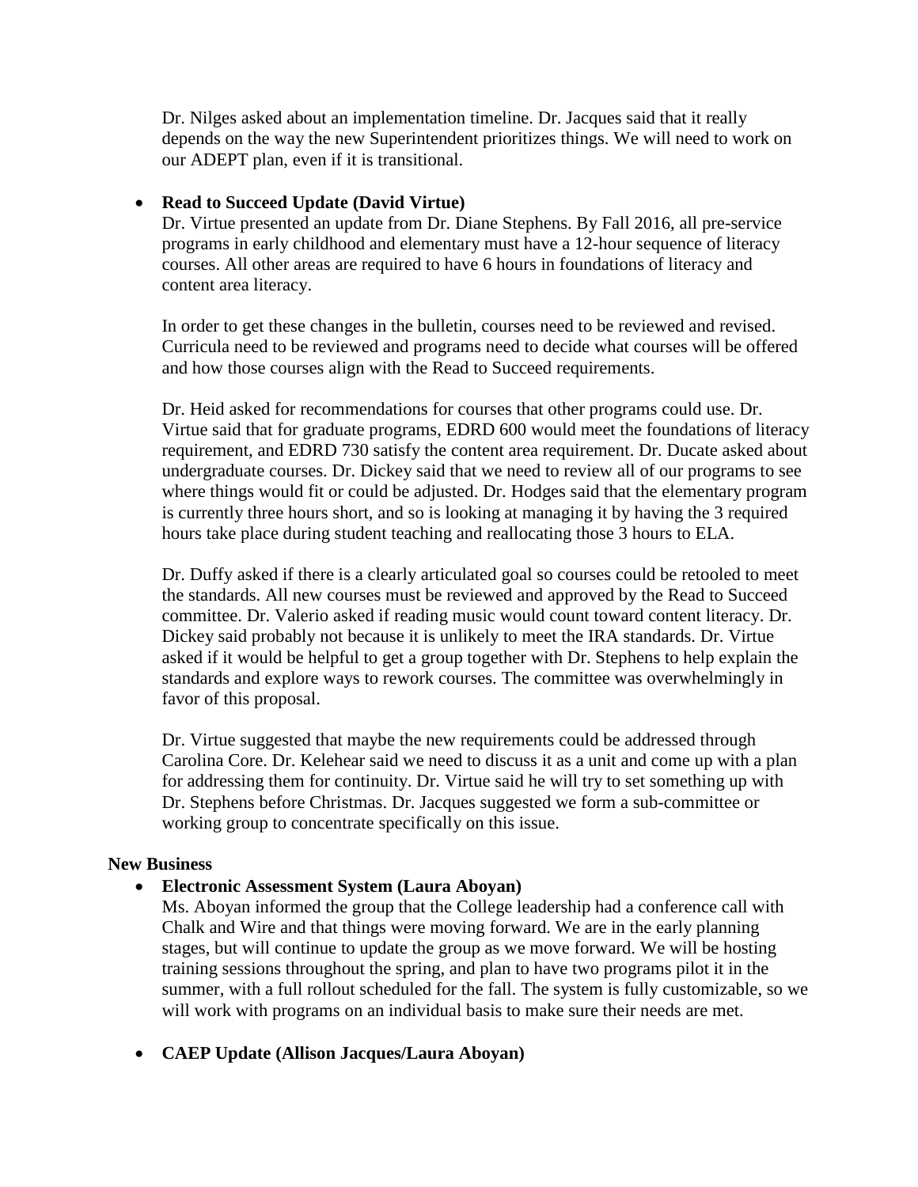Dr. Nilges asked about an implementation timeline. Dr. Jacques said that it really depends on the way the new Superintendent prioritizes things. We will need to work on our ADEPT plan, even if it is transitional.

- **Read to Succeed Update (David Virtue)**
  Dr. Virtue presented an update from Dr. Diane Stephens. By Fall 2016, all pre-service programs in early childhood and elementary must have a 12-hour sequence of literacy courses. All other areas are required to have 6 hours in foundations of literacy and content area literacy.

  In order to get these changes in the bulletin, courses need to be reviewed and revised. Curricula need to be reviewed and programs need to decide what courses will be offered and how those courses align with the Read to Succeed requirements.

  Dr. Heid asked for recommendations for courses that other programs could use. Dr. Virtue said that for graduate programs, EDRD 600 would meet the foundations of literacy requirement, and EDRD 730 satisfy the content area requirement. Dr. Ducate asked about undergraduate courses. Dr. Dickey said that we need to review all of our programs to see where things would fit or could be adjusted. Dr. Hodges said that the elementary program is currently three hours short, and so is looking at managing it by having the 3 required hours take place during student teaching and reallocating those 3 hours to ELA.

  Dr. Duffy asked if there is a clearly articulated goal so courses could be retooled to meet the standards. All new courses must be reviewed and approved by the Read to Succeed committee. Dr. Valerio asked if reading music would count toward content literacy. Dr. Dickey said probably not because it is unlikely to meet the IRA standards. Dr. Virtue asked if it would be helpful to get a group together with Dr. Stephens to help explain the standards and explore ways to rework courses. The committee was overwhelmingly in favor of this proposal.

  Dr. Virtue suggested that maybe the new requirements could be addressed through Carolina Core. Dr. Kelehear said we need to discuss it as a unit and come up with a plan for addressing them for continuity. Dr. Virtue said he will try to set something up with Dr. Stephens before Christmas. Dr. Jacques suggested we form a sub-committee or working group to concentrate specifically on this issue.

**New Business**

- **Electronic Assessment System (Laura Aboyan)**
  Ms. Aboyan informed the group that the College leadership had a conference call with Chalk and Wire and that things were moving forward. We are in the early planning stages, but will continue to update the group as we move forward. We will be hosting training sessions throughout the spring, and plan to have two programs pilot it in the summer, with a full rollout scheduled for the fall. The system is fully customizable, so we will work with programs on an individual basis to make sure their needs are met.

- **CAEP Update (Allison Jacques/Laura Aboyan)**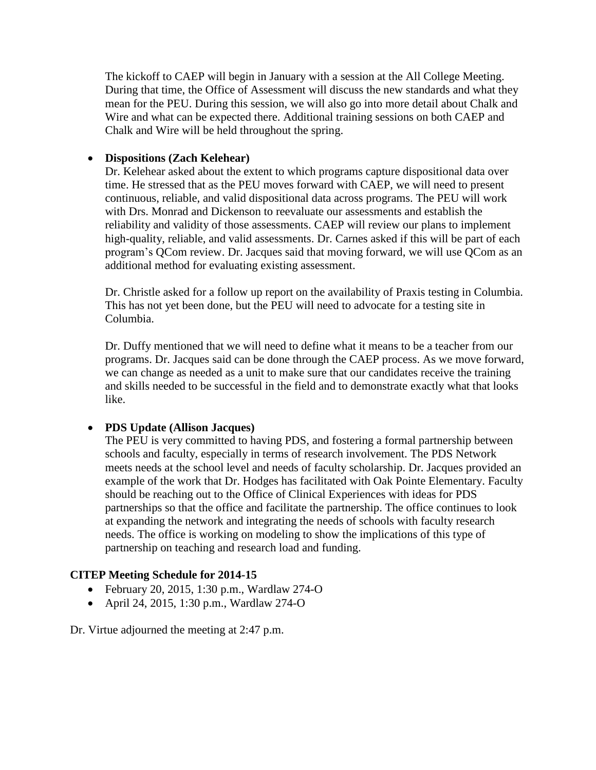The kickoff to CAEP will begin in January with a session at the All College Meeting. During that time, the Office of Assessment will discuss the new standards and what they mean for the PEU. During this session, we will also go into more detail about Chalk and Wire and what can be expected there. Additional training sessions on both CAEP and Chalk and Wire will be held throughout the spring.

- **Dispositions (Zach Kelehear)**
  Dr. Kelehear asked about the extent to which programs capture dispositional data over time. He stressed that as the PEU moves forward with CAEP, we will need to present continuous, reliable, and valid dispositional data across programs. The PEU will work with Drs. Monrad and Dickenson to reevaluate our assessments and establish the reliability and validity of those assessments. CAEP will review our plans to implement high-quality, reliable, and valid assessments. Dr. Carnes asked if this will be part of each program's QCom review. Dr. Jacques said that moving forward, we will use QCom as an additional method for evaluating existing assessment.

  Dr. Christle asked for a follow up report on the availability of Praxis testing in Columbia. This has not yet been done, but the PEU will need to advocate for a testing site in Columbia.

  Dr. Duffy mentioned that we will need to define what it means to be a teacher from our programs. Dr. Jacques said can be done through the CAEP process. As we move forward, we can change as needed as a unit to make sure that our candidates receive the training and skills needed to be successful in the field and to demonstrate exactly what that looks like.

- **PDS Update (Allison Jacques)**
  The PEU is very committed to having PDS, and fostering a formal partnership between schools and faculty, especially in terms of research involvement. The PDS Network meets needs at the school level and needs of faculty scholarship. Dr. Jacques provided an example of the work that Dr. Hodges has facilitated with Oak Pointe Elementary. Faculty should be reaching out to the Office of Clinical Experiences with ideas for PDS partnerships so that the office and facilitate the partnership. The office continues to look at expanding the network and integrating the needs of schools with faculty research needs. The office is working on modeling to show the implications of this type of partnership on teaching and research load and funding.

**CITEP Meeting Schedule for 2014-15**

- February 20, 2015, 1:30 p.m., Wardlaw 274-O
- April 24, 2015, 1:30 p.m., Wardlaw 274-O

Dr. Virtue adjourned the meeting at 2:47 p.m.